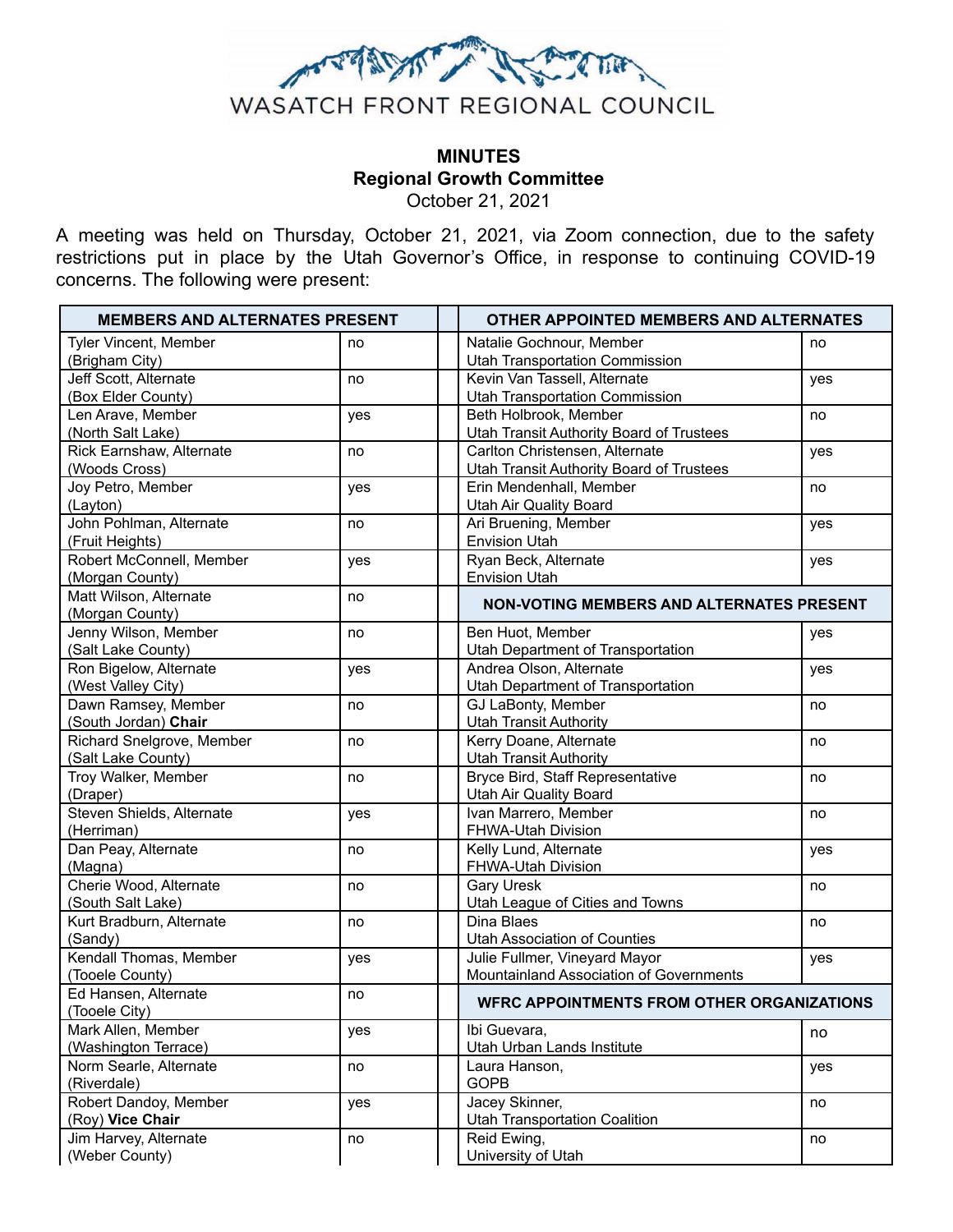# WASATCH FRONT REGIONAL COUNCIL

**MINUTES**
**Regional Growth Committee**
October 21, 2021

A meeting was held on Thursday, October 21, 2021, via Zoom connection, due to the safety restrictions put in place by the Utah Governor's Office, in response to continuing COVID-19 concerns. The following were present:

| MEMBERS AND ALTERNATES PRESENT | | | OTHER APPOINTED MEMBERS AND ALTERNATES | |
|---|---|---|---|---|
| Tyler Vincent, Member (Brigham City) | no | | Natalie Gochnour, Member Utah Transportation Commission | no |
| Jeff Scott, Alternate (Box Elder County) | no | | Kevin Van Tassell, Alternate Utah Transportation Commission | yes |
| Len Arave, Member (North Salt Lake) | yes | | Beth Holbrook, Member Utah Transit Authority Board of Trustees | no |
| Rick Earnshaw, Alternate (Woods Cross) | no | | Carlton Christensen, Alternate Utah Transit Authority Board of Trustees | yes |
| Joy Petro, Member (Layton) | yes | | Erin Mendenhall, Member Utah Air Quality Board | no |
| John Pohlman, Alternate (Fruit Heights) | no | | Ari Bruening, Member Envision Utah | yes |
| Robert McConnell, Member (Morgan County) | yes | | Ryan Beck, Alternate Envision Utah | yes |
| Matt Wilson, Alternate (Morgan County) | no | | **NON-VOTING MEMBERS AND ALTERNATES PRESENT** | |
| Jenny Wilson, Member (Salt Lake County) | no | | Ben Huot, Member Utah Department of Transportation | yes |
| Ron Bigelow, Alternate (West Valley City) | yes | | Andrea Olson, Alternate Utah Department of Transportation | yes |
| Dawn Ramsey, Member (South Jordan) **Chair** | no | | GJ LaBonty, Member Utah Transit Authority | no |
| Richard Snelgrove, Member (Salt Lake County) | no | | Kerry Doane, Alternate Utah Transit Authority | no |
| Troy Walker, Member (Draper) | no | | Bryce Bird, Staff Representative Utah Air Quality Board | no |
| Steven Shields, Alternate (Herriman) | yes | | Ivan Marrero, Member FHWA-Utah Division | no |
| Dan Peay, Alternate (Magna) | no | | Kelly Lund, Alternate FHWA-Utah Division | yes |
| Cherie Wood, Alternate (South Salt Lake) | no | | Gary Uresk Utah League of Cities and Towns | no |
| Kurt Bradburn, Alternate (Sandy) | no | | Dina Blaes Utah Association of Counties | no |
| Kendall Thomas, Member (Tooele County) | yes | | Julie Fullmer, Vineyard Mayor Mountainland Association of Governments | yes |
| Ed Hansen, Alternate (Tooele City) | no | | **WFRC APPOINTMENTS FROM OTHER ORGANIZATIONS** | |
| Mark Allen, Member (Washington Terrace) | yes | | Ibi Guevara, Utah Urban Lands Institute | no |
| Norm Searle, Alternate (Riverdale) | no | | Laura Hanson, GOPB | yes |
| Robert Dandoy, Member (Roy) **Vice Chair** | yes | | Jacey Skinner, Utah Transportation Coalition | no |
| Jim Harvey, Alternate (Weber County) | no | | Reid Ewing, University of Utah | no |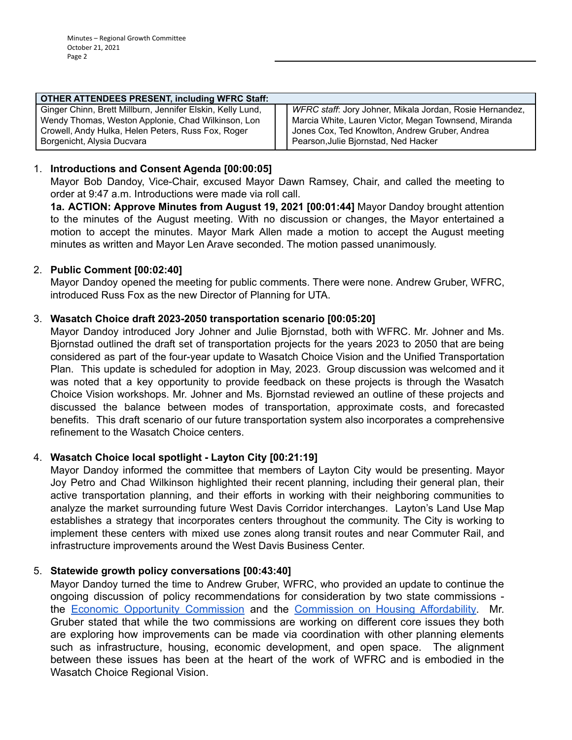| OTHER ATTENDEES PRESENT, including WFRC Staff: | |
|---|---|
| Ginger Chinn, Brett Millburn, Jennifer Elskin, Kelly Lund, Wendy Thomas, Weston Applonie, Chad Wilkinson, Lon Crowell, Andy Hulka, Helen Peters, Russ Fox, Roger Borgenicht, Alysia Ducvara | *WFRC staff*: Jory Johner, Mikala Jordan, Rosie Hernandez, Marcia White, Lauren Victor, Megan Townsend, Miranda Jones Cox, Ted Knowlton, Andrew Gruber, Andrea Pearson,Julie Bjornstad, Ned Hacker |

1. **Introductions and Consent Agenda [00:00:05]**
   Mayor Bob Dandoy, Vice-Chair, excused Mayor Dawn Ramsey, Chair, and called the meeting to order at 9:47 a.m. Introductions were made via roll call.
   **1a. ACTION: Approve Minutes from August 19, 2021 [00:01:44]** Mayor Dandoy brought attention to the minutes of the August meeting. With no discussion or changes, the Mayor entertained a motion to accept the minutes. Mayor Mark Allen made a motion to accept the August meeting minutes as written and Mayor Len Arave seconded. The motion passed unanimously.

2. **Public Comment [00:02:40]**
   Mayor Dandoy opened the meeting for public comments. There were none. Andrew Gruber, WFRC, introduced Russ Fox as the new Director of Planning for UTA.

3. **Wasatch Choice draft 2023-2050 transportation scenario [00:05:20]**
   Mayor Dandoy introduced Jory Johner and Julie Bjornstad, both with WFRC. Mr. Johner and Ms. Bjornstad outlined the draft set of transportation projects for the years 2023 to 2050 that are being considered as part of the four-year update to Wasatch Choice Vision and the Unified Transportation Plan. This update is scheduled for adoption in May, 2023. Group discussion was welcomed and it was noted that a key opportunity to provide feedback on these projects is through the Wasatch Choice Vision workshops. Mr. Johner and Ms. Bjornstad reviewed an outline of these projects and discussed the balance between modes of transportation, approximate costs, and forecasted benefits. This draft scenario of our future transportation system also incorporates a comprehensive refinement to the Wasatch Choice centers.

4. **Wasatch Choice local spotlight - Layton City [00:21:19]**
   Mayor Dandoy informed the committee that members of Layton City would be presenting. Mayor Joy Petro and Chad Wilkinson highlighted their recent planning, including their general plan, their active transportation planning, and their efforts in working with their neighboring communities to analyze the market surrounding future West Davis Corridor interchanges. Layton's Land Use Map establishes a strategy that incorporates centers throughout the community. The City is working to implement these centers with mixed use zones along transit routes and near Commuter Rail, and infrastructure improvements around the West Davis Business Center.

5. **Statewide growth policy conversations [00:43:40]**
   Mayor Dandoy turned the time to Andrew Gruber, WFRC, who provided an update to continue the ongoing discussion of policy recommendations for consideration by two state commissions - the Economic Opportunity Commission and the Commission on Housing Affordability. Mr. Gruber stated that while the two commissions are working on different core issues they both are exploring how improvements can be made via coordination with other planning elements such as infrastructure, housing, economic development, and open space. The alignment between these issues has been at the heart of the work of WFRC and is embodied in the Wasatch Choice Regional Vision.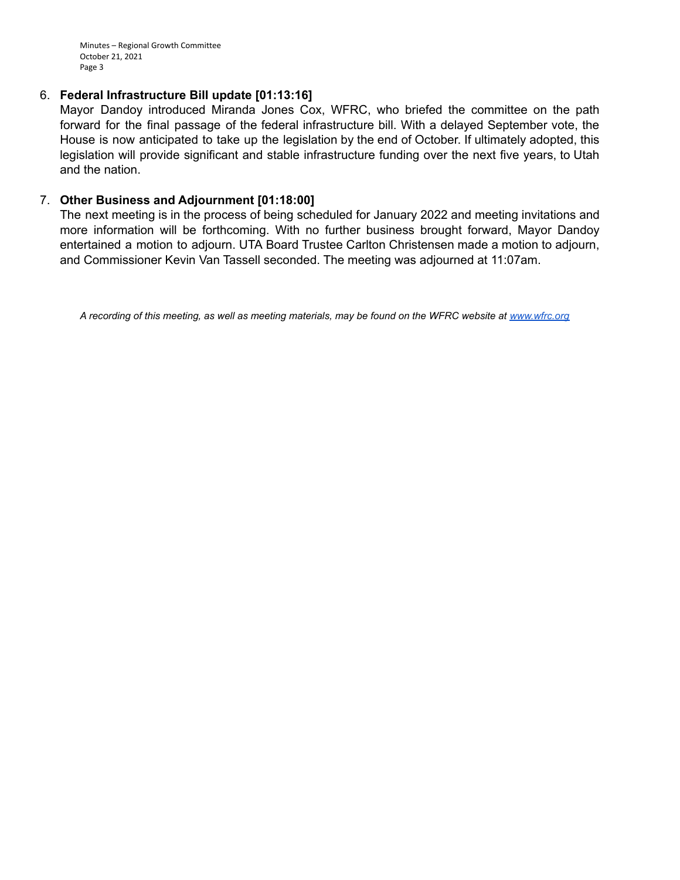6. **Federal Infrastructure Bill update [01:13:16]**
   Mayor Dandoy introduced Miranda Jones Cox, WFRC, who briefed the committee on the path forward for the final passage of the federal infrastructure bill. With a delayed September vote, the House is now anticipated to take up the legislation by the end of October. If ultimately adopted, this legislation will provide significant and stable infrastructure funding over the next five years, to Utah and the nation.

7. **Other Business and Adjournment [01:18:00]**
   The next meeting is in the process of being scheduled for January 2022 and meeting invitations and more information will be forthcoming. With no further business brought forward, Mayor Dandoy entertained a motion to adjourn. UTA Board Trustee Carlton Christensen made a motion to adjourn, and Commissioner Kevin Van Tassell seconded. The meeting was adjourned at 11:07am.

*A recording of this meeting, as well as meeting materials, may be found on the WFRC website at [www.wfrc.org](http://www.wfrc.org)*